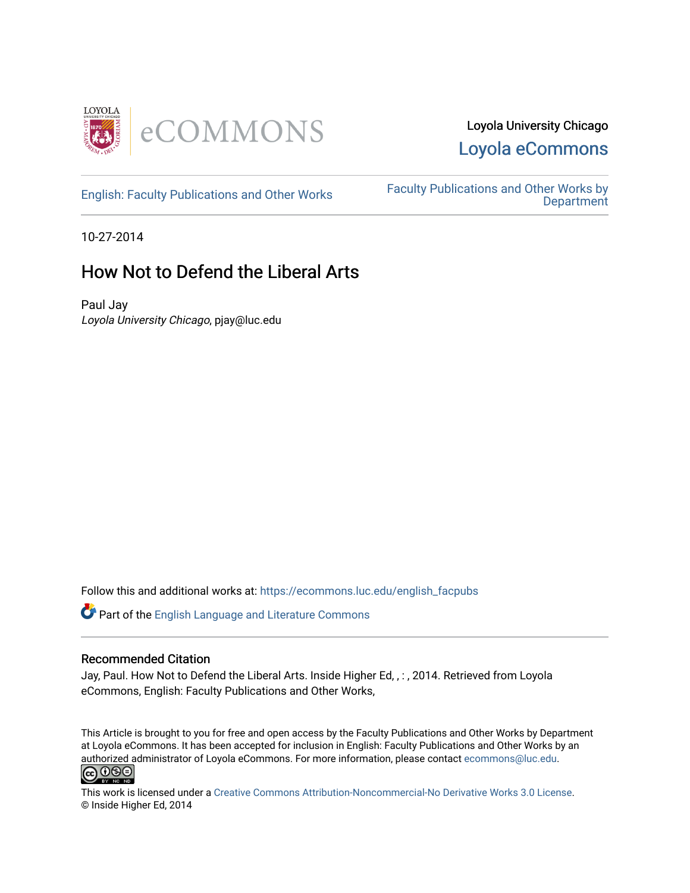Loyola University Chicago

Loyola eCommons

English: Faculty Publications and Other Works

Faculty Publications and Other Works by Department

10-27-2014

# How Not to Defend the Liberal Arts

Paul Jay

*Loyola University Chicago*, pjay@luc.edu

Follow this and additional works at: https://ecommons.luc.edu/english_facpubs

Part of the English Language and Literature Commons

### Recommended Citation

Jay, Paul. How Not to Defend the Liberal Arts. Inside Higher Ed, , : , 2014. Retrieved from Loyola eCommons, English: Faculty Publications and Other Works,

This Article is brought to you for free and open access by the Faculty Publications and Other Works by Department at Loyola eCommons. It has been accepted for inclusion in English: Faculty Publications and Other Works by an authorized administrator of Loyola eCommons. For more information, please contact ecommons@luc.edu.

This work is licensed under a Creative Commons Attribution-Noncommercial-No Derivative Works 3.0 License.
© Inside Higher Ed, 2014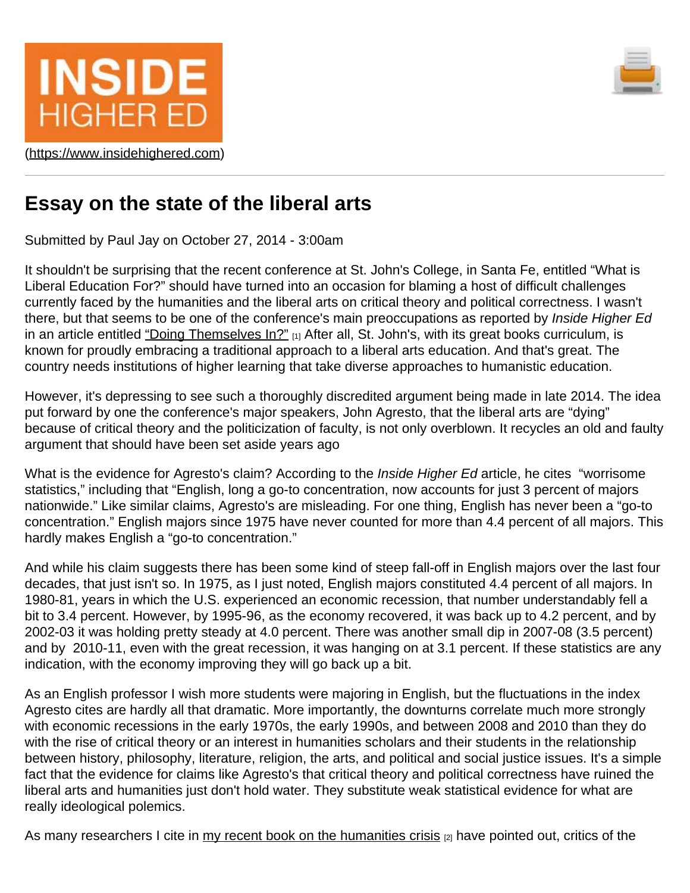INSIDE HIGHER ED

(https://www.insidehighered.com)

# Essay on the state of the liberal arts

Submitted by Paul Jay on October 27, 2014 - 3:00am

It shouldn't be surprising that the recent conference at St. John's College, in Santa Fe, entitled “What is Liberal Education For?” should have turned into an occasion for blaming a host of difficult challenges currently faced by the humanities and the liberal arts on critical theory and political correctness. I wasn't there, but that seems to be one of the conference's main preoccupations as reported by *Inside Higher Ed* in an article entitled “Doing Themselves In?” [1] After all, St. John's, with its great books curriculum, is known for proudly embracing a traditional approach to a liberal arts education. And that's great. The country needs institutions of higher learning that take diverse approaches to humanistic education.

However, it's depressing to see such a thoroughly discredited argument being made in late 2014. The idea put forward by one the conference's major speakers, John Agresto, that the liberal arts are “dying” because of critical theory and the politicization of faculty, is not only overblown. It recycles an old and faulty argument that should have been set aside years ago

What is the evidence for Agresto's claim? According to the *Inside Higher Ed* article, he cites “worrisome statistics,” including that “English, long a go-to concentration, now accounts for just 3 percent of majors nationwide.” Like similar claims, Agresto's are misleading. For one thing, English has never been a “go-to concentration.” English majors since 1975 have never counted for more than 4.4 percent of all majors. This hardly makes English a “go-to concentration.”

And while his claim suggests there has been some kind of steep fall-off in English majors over the last four decades, that just isn't so. In 1975, as I just noted, English majors constituted 4.4 percent of all majors. In 1980-81, years in which the U.S. experienced an economic recession, that number understandably fell a bit to 3.4 percent. However, by 1995-96, as the economy recovered, it was back up to 4.2 percent, and by 2002-03 it was holding pretty steady at 4.0 percent. There was another small dip in 2007-08 (3.5 percent) and by 2010-11, even with the great recession, it was hanging on at 3.1 percent. If these statistics are any indication, with the economy improving they will go back up a bit.

As an English professor I wish more students were majoring in English, but the fluctuations in the index Agresto cites are hardly all that dramatic. More importantly, the downturns correlate much more strongly with economic recessions in the early 1970s, the early 1990s, and between 2008 and 2010 than they do with the rise of critical theory or an interest in humanities scholars and their students in the relationship between history, philosophy, literature, religion, the arts, and political and social justice issues. It's a simple fact that the evidence for claims like Agresto's that critical theory and political correctness have ruined the liberal arts and humanities just don't hold water. They substitute weak statistical evidence for what are really ideological polemics.

As many researchers I cite in my recent book on the humanities crisis [2] have pointed out, critics of the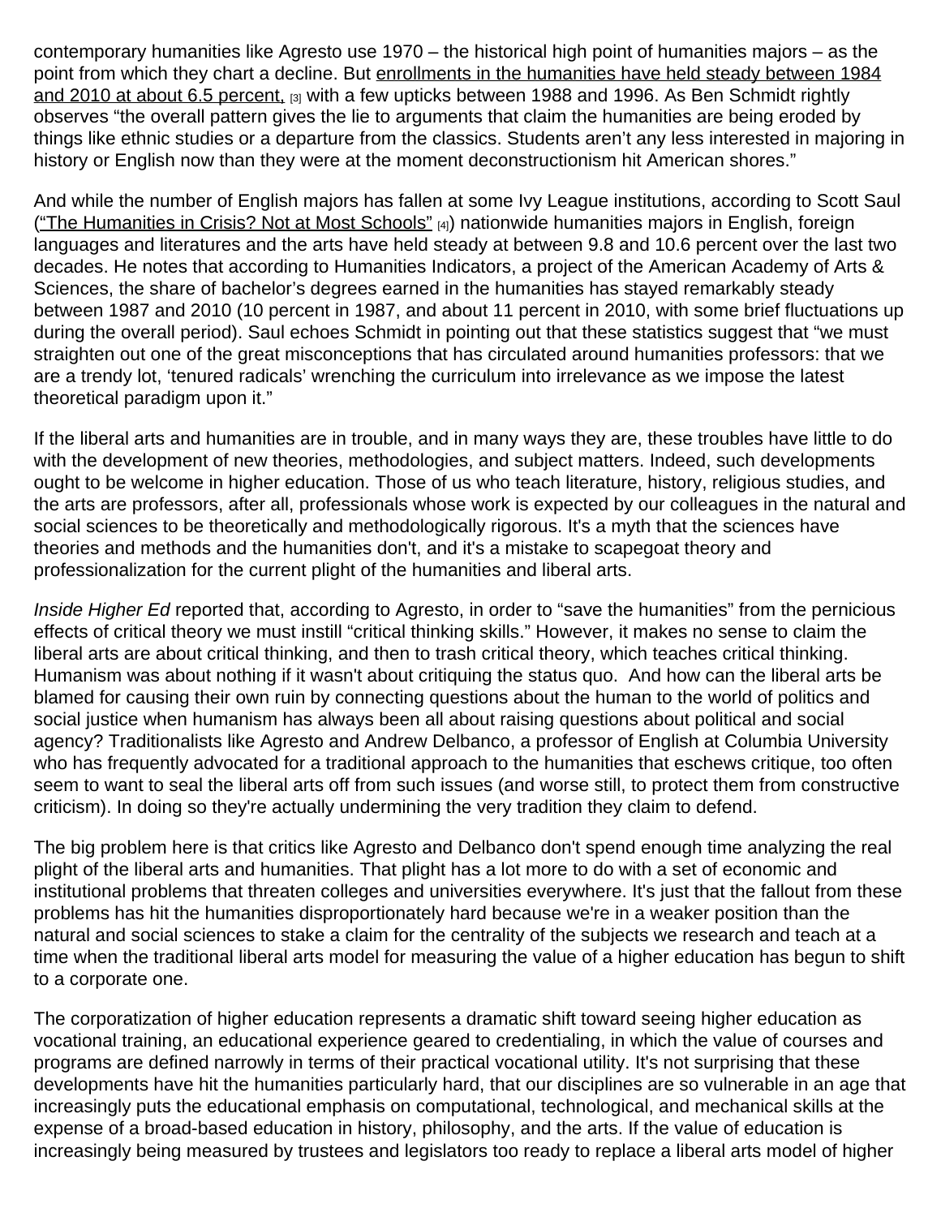contemporary humanities like Agresto use 1970 – the historical high point of humanities majors – as the point from which they chart a decline. But enrollments in the humanities have held steady between 1984 and 2010 at about 6.5 percent, [3] with a few upticks between 1988 and 1996. As Ben Schmidt rightly observes "the overall pattern gives the lie to arguments that claim the humanities are being eroded by things like ethnic studies or a departure from the classics. Students aren't any less interested in majoring in history or English now than they were at the moment deconstructionism hit American shores."

And while the number of English majors has fallen at some Ivy League institutions, according to Scott Saul ("The Humanities in Crisis? Not at Most Schools" [4]) nationwide humanities majors in English, foreign languages and literatures and the arts have held steady at between 9.8 and 10.6 percent over the last two decades. He notes that according to Humanities Indicators, a project of the American Academy of Arts & Sciences, the share of bachelor's degrees earned in the humanities has stayed remarkably steady between 1987 and 2010 (10 percent in 1987, and about 11 percent in 2010, with some brief fluctuations up during the overall period). Saul echoes Schmidt in pointing out that these statistics suggest that "we must straighten out one of the great misconceptions that has circulated around humanities professors: that we are a trendy lot, 'tenured radicals' wrenching the curriculum into irrelevance as we impose the latest theoretical paradigm upon it."

If the liberal arts and humanities are in trouble, and in many ways they are, these troubles have little to do with the development of new theories, methodologies, and subject matters. Indeed, such developments ought to be welcome in higher education. Those of us who teach literature, history, religious studies, and the arts are professors, after all, professionals whose work is expected by our colleagues in the natural and social sciences to be theoretically and methodologically rigorous. It's a myth that the sciences have theories and methods and the humanities don't, and it's a mistake to scapegoat theory and professionalization for the current plight of the humanities and liberal arts.

*Inside Higher Ed* reported that, according to Agresto, in order to "save the humanities" from the pernicious effects of critical theory we must instill "critical thinking skills." However, it makes no sense to claim the liberal arts are about critical thinking, and then to trash critical theory, which teaches critical thinking. Humanism was about nothing if it wasn't about critiquing the status quo. And how can the liberal arts be blamed for causing their own ruin by connecting questions about the human to the world of politics and social justice when humanism has always been all about raising questions about political and social agency? Traditionalists like Agresto and Andrew Delbanco, a professor of English at Columbia University who has frequently advocated for a traditional approach to the humanities that eschews critique, too often seem to want to seal the liberal arts off from such issues (and worse still, to protect them from constructive criticism). In doing so they're actually undermining the very tradition they claim to defend.

The big problem here is that critics like Agresto and Delbanco don't spend enough time analyzing the real plight of the liberal arts and humanities. That plight has a lot more to do with a set of economic and institutional problems that threaten colleges and universities everywhere. It's just that the fallout from these problems has hit the humanities disproportionately hard because we're in a weaker position than the natural and social sciences to stake a claim for the centrality of the subjects we research and teach at a time when the traditional liberal arts model for measuring the value of a higher education has begun to shift to a corporate one.

The corporatization of higher education represents a dramatic shift toward seeing higher education as vocational training, an educational experience geared to credentialing, in which the value of courses and programs are defined narrowly in terms of their practical vocational utility. It's not surprising that these developments have hit the humanities particularly hard, that our disciplines are so vulnerable in an age that increasingly puts the educational emphasis on computational, technological, and mechanical skills at the expense of a broad-based education in history, philosophy, and the arts. If the value of education is increasingly being measured by trustees and legislators too ready to replace a liberal arts model of higher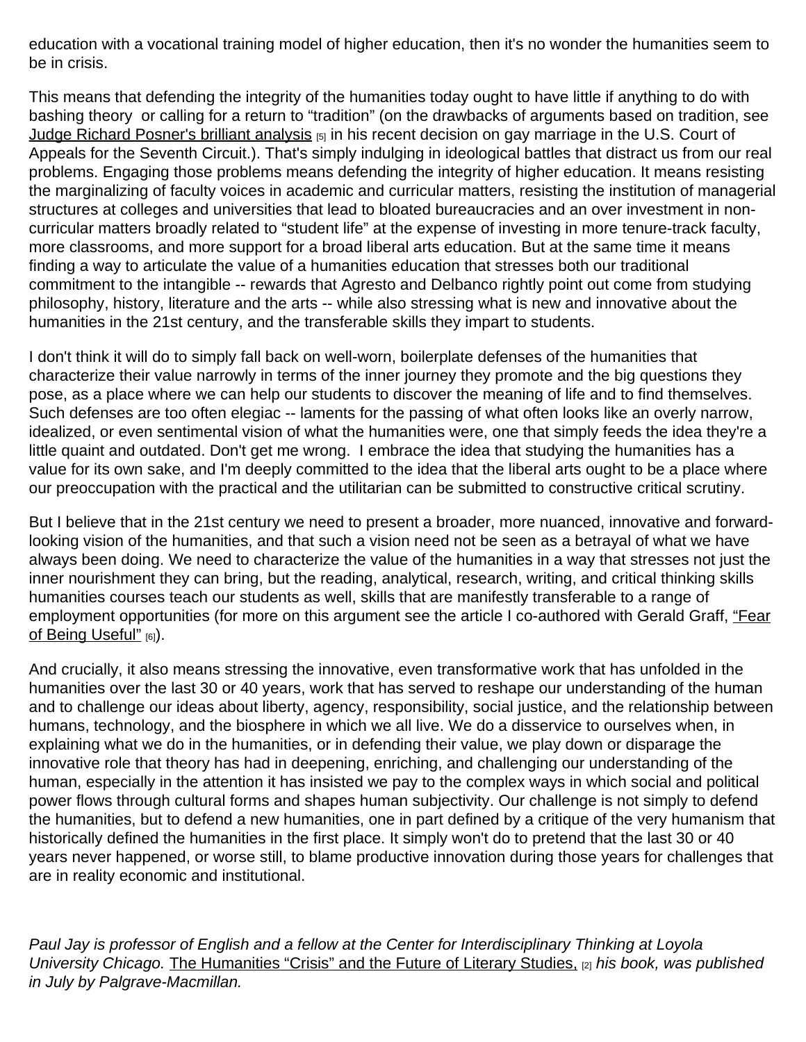education with a vocational training model of higher education, then it's no wonder the humanities seem to be in crisis.

This means that defending the integrity of the humanities today ought to have little if anything to do with bashing theory  or calling for a return to "tradition" (on the drawbacks of arguments based on tradition, see Judge Richard Posner's brilliant analysis [5] in his recent decision on gay marriage in the U.S. Court of Appeals for the Seventh Circuit.). That's simply indulging in ideological battles that distract us from our real problems. Engaging those problems means defending the integrity of higher education. It means resisting the marginalizing of faculty voices in academic and curricular matters, resisting the institution of managerial structures at colleges and universities that lead to bloated bureaucracies and an over investment in non-curricular matters broadly related to "student life" at the expense of investing in more tenure-track faculty, more classrooms, and more support for a broad liberal arts education. But at the same time it means finding a way to articulate the value of a humanities education that stresses both our traditional commitment to the intangible -- rewards that Agresto and Delbanco rightly point out come from studying philosophy, history, literature and the arts -- while also stressing what is new and innovative about the humanities in the 21st century, and the transferable skills they impart to students.

I don't think it will do to simply fall back on well-worn, boilerplate defenses of the humanities that characterize their value narrowly in terms of the inner journey they promote and the big questions they pose, as a place where we can help our students to discover the meaning of life and to find themselves. Such defenses are too often elegiac -- laments for the passing of what often looks like an overly narrow, idealized, or even sentimental vision of what the humanities were, one that simply feeds the idea they're a little quaint and outdated. Don't get me wrong.  I embrace the idea that studying the humanities has a value for its own sake, and I'm deeply committed to the idea that the liberal arts ought to be a place where our preoccupation with the practical and the utilitarian can be submitted to constructive critical scrutiny.

But I believe that in the 21st century we need to present a broader, more nuanced, innovative and forward-looking vision of the humanities, and that such a vision need not be seen as a betrayal of what we have always been doing. We need to characterize the value of the humanities in a way that stresses not just the inner nourishment they can bring, but the reading, analytical, research, writing, and critical thinking skills humanities courses teach our students as well, skills that are manifestly transferable to a range of employment opportunities (for more on this argument see the article I co-authored with Gerald Graff, "Fear of Being Useful" [6]).

And crucially, it also means stressing the innovative, even transformative work that has unfolded in the humanities over the last 30 or 40 years, work that has served to reshape our understanding of the human and to challenge our ideas about liberty, agency, responsibility, social justice, and the relationship between humans, technology, and the biosphere in which we all live. We do a disservice to ourselves when, in explaining what we do in the humanities, or in defending their value, we play down or disparage the innovative role that theory has had in deepening, enriching, and challenging our understanding of the human, especially in the attention it has insisted we pay to the complex ways in which social and political power flows through cultural forms and shapes human subjectivity. Our challenge is not simply to defend the humanities, but to defend a new humanities, one in part defined by a critique of the very humanism that historically defined the humanities in the first place. It simply won't do to pretend that the last 30 or 40 years never happened, or worse still, to blame productive innovation during those years for challenges that are in reality economic and institutional.

*Paul Jay is professor of English and a fellow at the Center for Interdisciplinary Thinking at Loyola University Chicago.* The Humanities "Crisis" and the Future of Literary Studies, [2] *his book, was published in July by Palgrave-Macmillan.*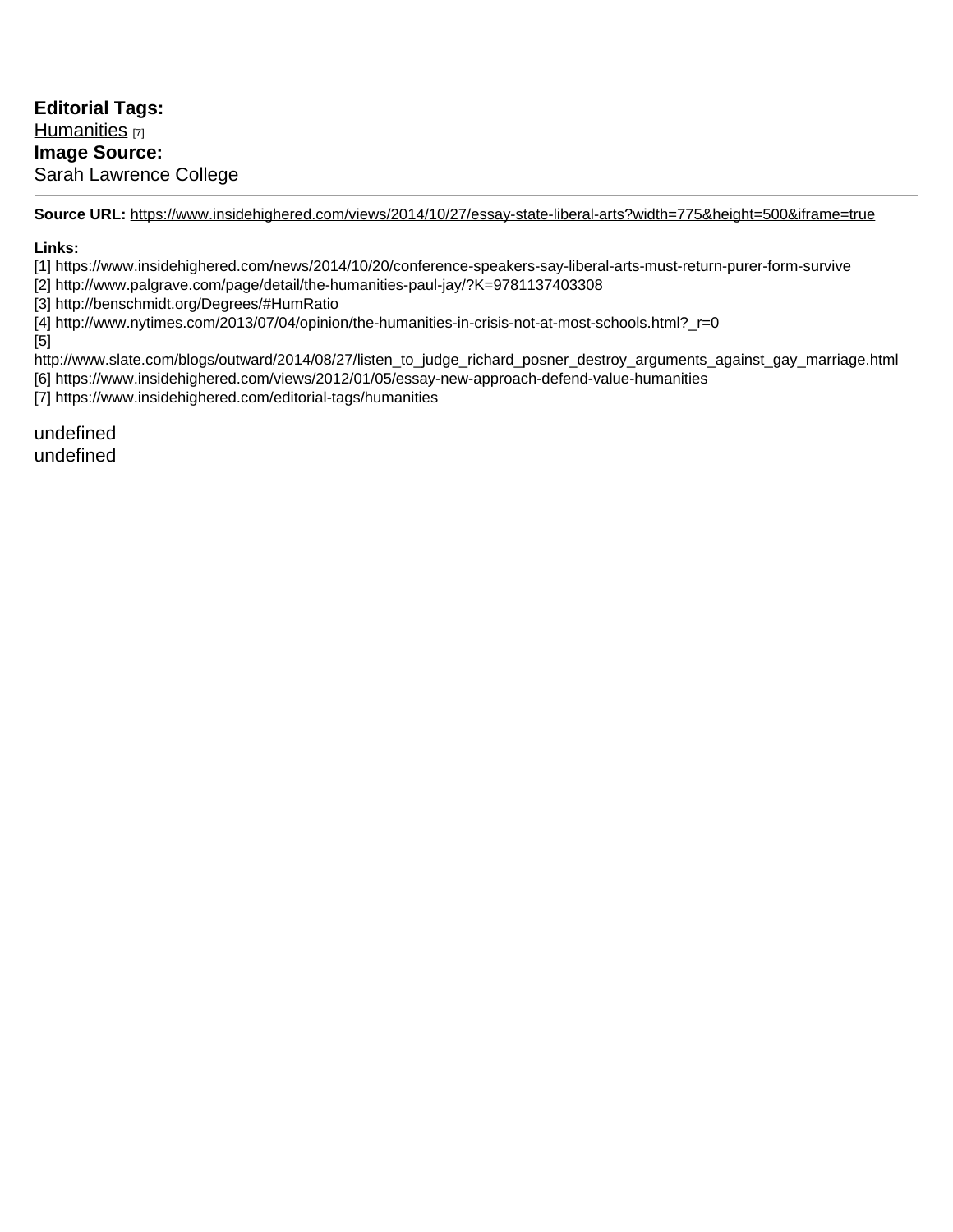**Editorial Tags:**
Humanities [7]
**Image Source:**
Sarah Lawrence College

---

**Source URL:** https://www.insidehighered.com/views/2014/10/27/essay-state-liberal-arts?width=775&height=500&iframe=true

**Links:**
[1] https://www.insidehighered.com/news/2014/10/20/conference-speakers-say-liberal-arts-must-return-purer-form-survive
[2] http://www.palgrave.com/page/detail/the-humanities-paul-jay/?K=9781137403308
[3] http://benschmidt.org/Degrees/#HumRatio
[4] http://www.nytimes.com/2013/07/04/opinion/the-humanities-in-crisis-not-at-most-schools.html?_r=0
[5] http://www.slate.com/blogs/outward/2014/08/27/listen_to_judge_richard_posner_destroy_arguments_against_gay_marriage.html
[6] https://www.insidehighered.com/views/2012/01/05/essay-new-approach-defend-value-humanities
[7] https://www.insidehighered.com/editorial-tags/humanities

undefined
undefined